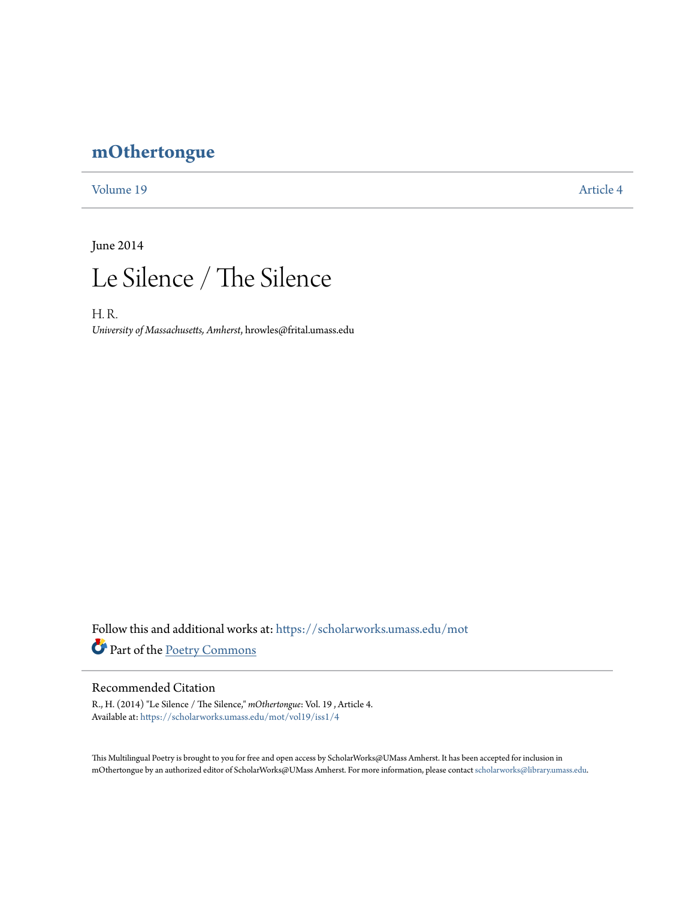# mOthertongue

Volume 19 | Article 4

June 2014

## Le Silence / The Silence

H. R.

*University of Massachusetts, Amherst*, hrowles@frital.umass.edu

Follow this and additional works at: https://scholarworks.umass.edu/mot

Part of the Poetry Commons

### Recommended Citation

R., H. (2014) "Le Silence / The Silence," *mOthertongue*: Vol. 19 , Article 4.
Available at: https://scholarworks.umass.edu/mot/vol19/iss1/4

This Multilingual Poetry is brought to you for free and open access by ScholarWorks@UMass Amherst. It has been accepted for inclusion in mOthertongue by an authorized editor of ScholarWorks@UMass Amherst. For more information, please contact scholarworks@library.umass.edu.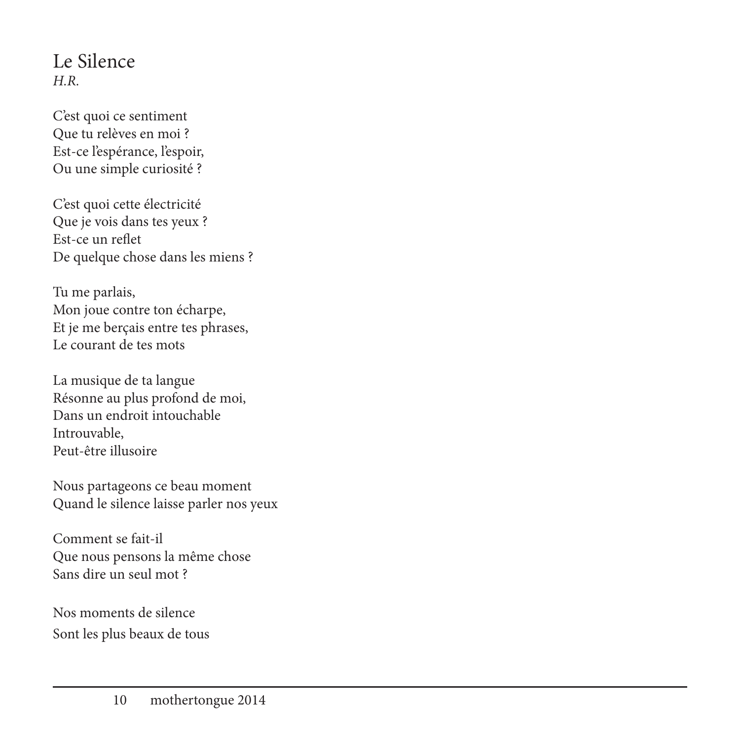# Le Silence

*H.R.*

C'est quoi ce sentiment  
Que tu relèves en moi ?  
Est-ce l'espérance, l'espoir,  
Ou une simple curiosité ?

C'est quoi cette électricité  
Que je vois dans tes yeux ?  
Est-ce un reflet  
De quelque chose dans les miens ?

Tu me parlais,  
Mon joue contre ton écharpe,  
Et je me berçais entre tes phrases,  
Le courant de tes mots

La musique de ta langue  
Résonne au plus profond de moi,  
Dans un endroit intouchable  
Introuvable,  
Peut-être illusoire

Nous partageons ce beau moment  
Quand le silence laisse parler nos yeux

Comment se fait-il  
Que nous pensons la même chose  
Sans dire un seul mot ?

Nos moments de silence  
Sont les plus beaux de tous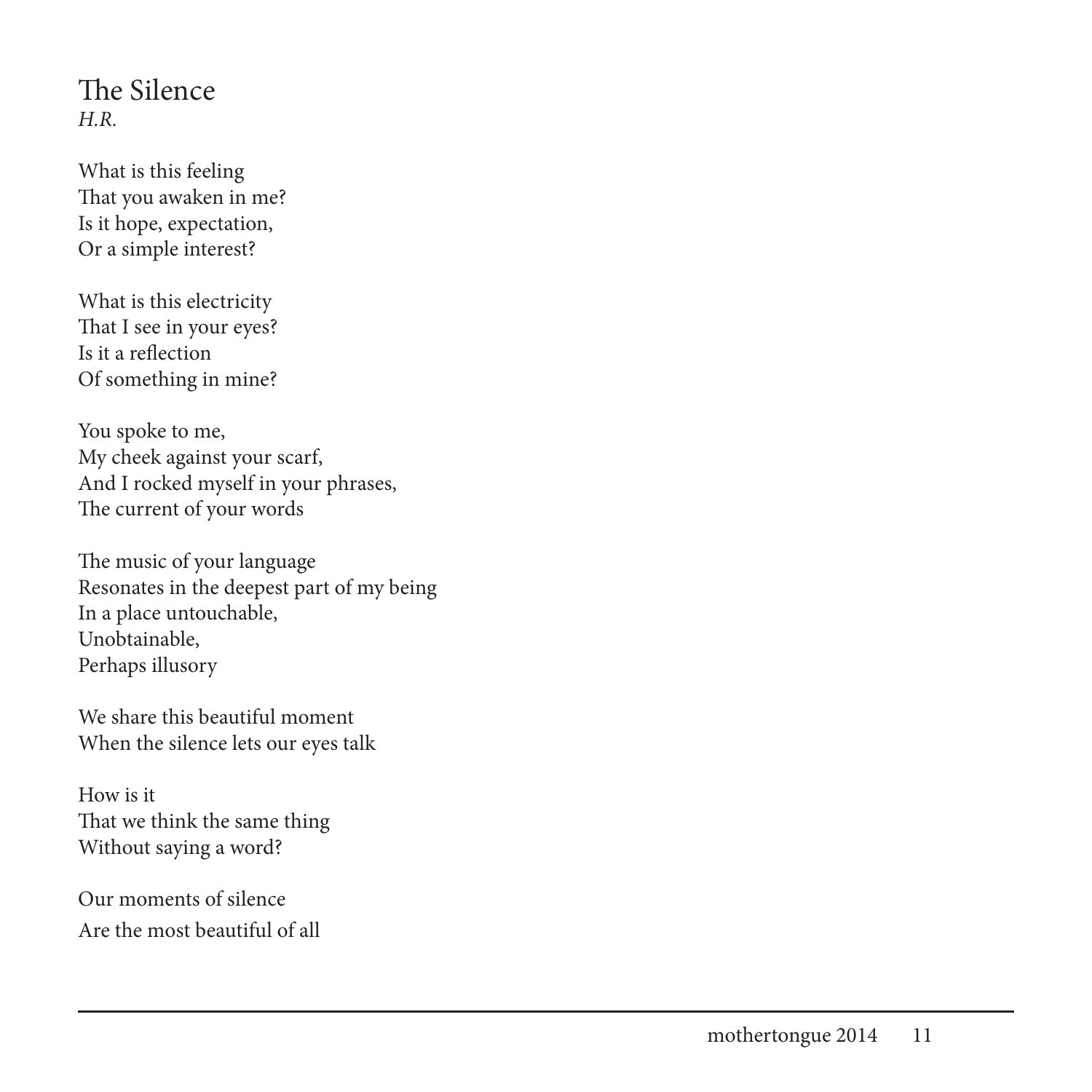## The Silence

*H.R.*

What is this feeling  
That you awaken in me?  
Is it hope, expectation,  
Or a simple interest?

What is this electricity  
That I see in your eyes?  
Is it a reflection  
Of something in mine?

You spoke to me,  
My cheek against your scarf,  
And I rocked myself in your phrases,  
The current of your words

The music of your language  
Resonates in the deepest part of my being  
In a place untouchable,  
Unobtainable,  
Perhaps illusory

We share this beautiful moment  
When the silence lets our eyes talk

How is it  
That we think the same thing  
Without saying a word?

Our moments of silence  
Are the most beautiful of all